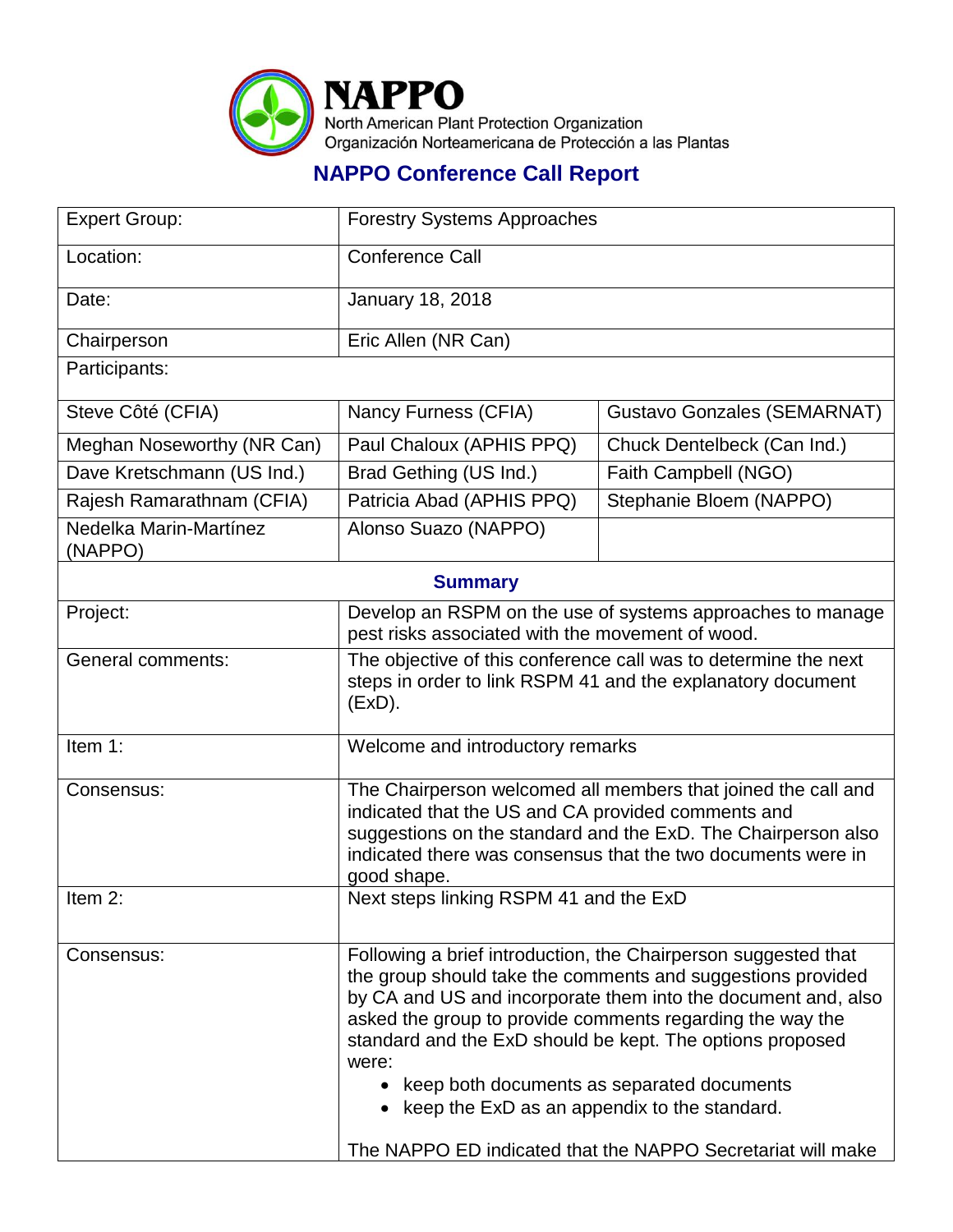**NAPPO**
North American Plant Protection Organization
Organización Norteamericana de Protección a las Plantas

## NAPPO Conference Call Report

| | | |
|---|---|---|
| Expert Group: | Forestry Systems Approaches | |
| Location: | Conference Call | |
| Date: | January 18, 2018 | |
| Chairperson | Eric Allen (NR Can) | |
| Participants: | | |
| Steve Côté (CFIA) | Nancy Furness (CFIA) | Gustavo Gonzales (SEMARNAT) |
| Meghan Noseworthy (NR Can) | Paul Chaloux (APHIS PPQ) | Chuck Dentelbeck (Can Ind.) |
| Dave Kretschmann (US Ind.) | Brad Gething (US Ind.) | Faith Campbell (NGO) |
| Rajesh Ramarathnam (CFIA) | Patricia Abad (APHIS PPQ) | Stephanie Bloem (NAPPO) |
| Nedelka Marin-Martínez (NAPPO) | Alonso Suazo (NAPPO) | |

### Summary

| | |
|---|---|
| Project: | Develop an RSPM on the use of systems approaches to manage pest risks associated with the movement of wood. |
| General comments: | The objective of this conference call was to determine the next steps in order to link RSPM 41 and the explanatory document (ExD). |
| Item 1: | Welcome and introductory remarks |
| Consensus: | The Chairperson welcomed all members that joined the call and indicated that the US and CA provided comments and suggestions on the standard and the ExD. The Chairperson also indicated there was consensus that the two documents were in good shape. |
| Item 2: | Next steps linking RSPM 41 and the ExD |
| Consensus: | Following a brief introduction, the Chairperson suggested that the group should take the comments and suggestions provided by CA and US and incorporate them into the document and, also asked the group to provide comments regarding the way the standard and the ExD should be kept. The options proposed were: <br>• keep both documents as separated documents <br>• keep the ExD as an appendix to the standard. <br><br>The NAPPO ED indicated that the NAPPO Secretariat will make |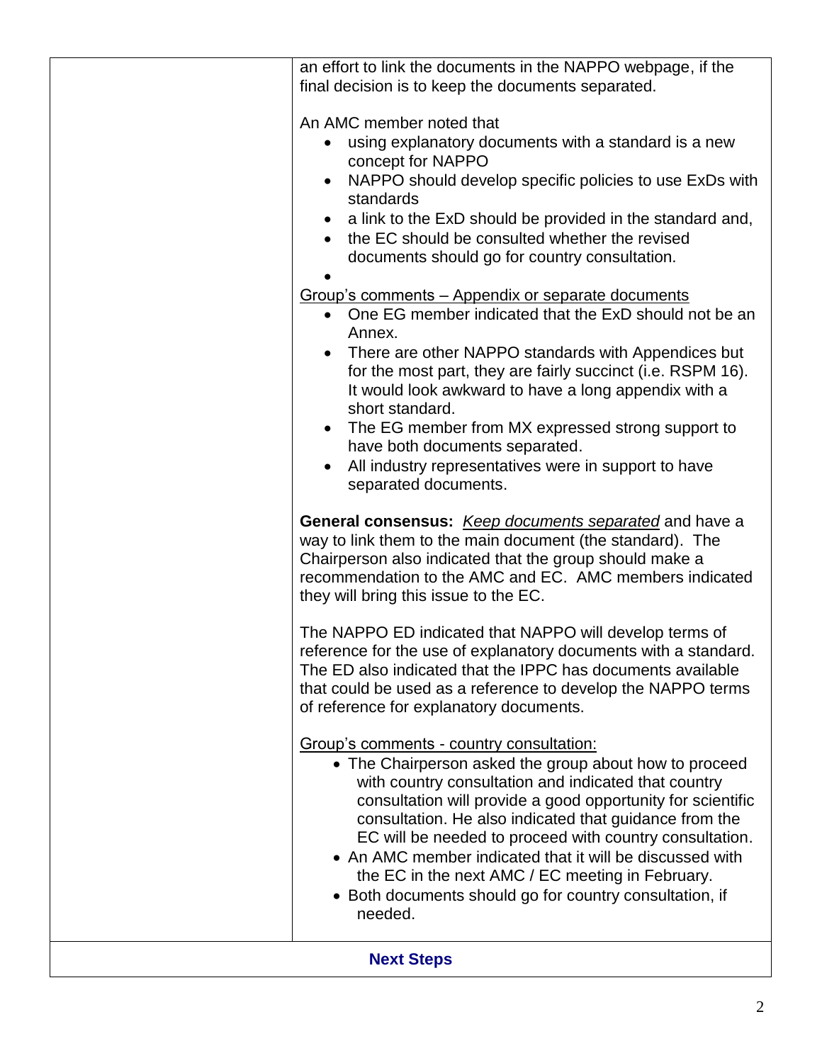| | |
|---|---|
| | an effort to link the documents in the NAPPO webpage, if the final decision is to keep the documents separated.<br><br>An AMC member noted that<br>• using explanatory documents with a standard is a new concept for NAPPO<br>• NAPPO should develop specific policies to use ExDs with standards<br>• a link to the ExD should be provided in the standard and,<br>• the EC should be consulted whether the revised documents should go for country consultation.<br><br>Group's comments – Appendix or separate documents<br>• One EG member indicated that the ExD should not be an Annex.<br>• There are other NAPPO standards with Appendices but for the most part, they are fairly succinct (i.e. RSPM 16). It would look awkward to have a long appendix with a short standard.<br>• The EG member from MX expressed strong support to have both documents separated.<br>• All industry representatives were in support to have separated documents.<br><br>**General consensus:** *Keep documents separated* and have a way to link them to the main document (the standard). The Chairperson also indicated that the group should make a recommendation to the AMC and EC. AMC members indicated they will bring this issue to the EC.<br><br>The NAPPO ED indicated that NAPPO will develop terms of reference for the use of explanatory documents with a standard. The ED also indicated that the IPPC has documents available that could be used as a reference to develop the NAPPO terms of reference for explanatory documents.<br><br>Group's comments - country consultation:<br>• The Chairperson asked the group about how to proceed with country consultation and indicated that country consultation will provide a good opportunity for scientific consultation. He also indicated that guidance from the EC will be needed to proceed with country consultation.<br>• An AMC member indicated that it will be discussed with the EC in the next AMC / EC meeting in February.<br>• Both documents should go for country consultation, if needed. |
| **Next Steps** | |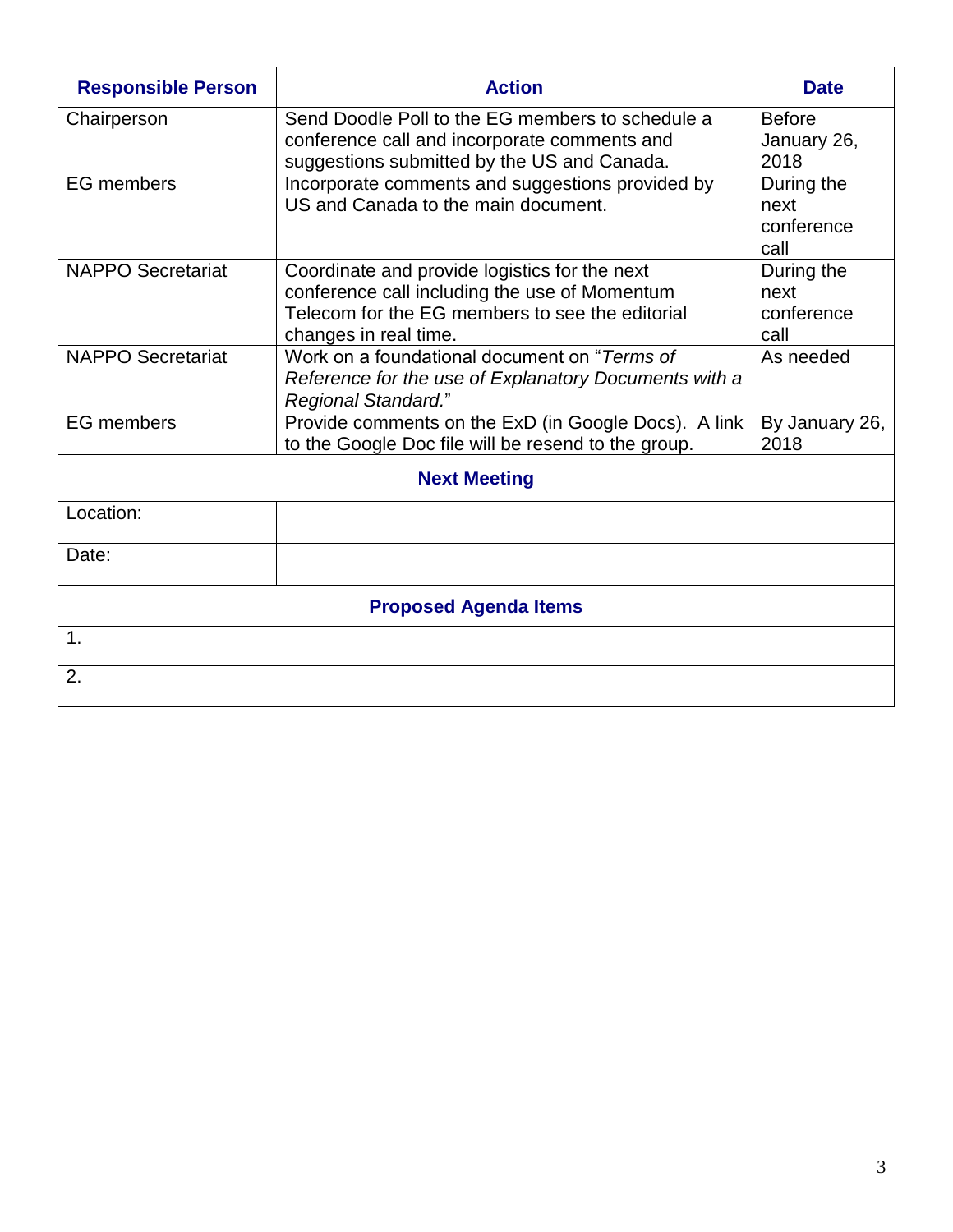| Responsible Person | Action | Date |
|---|---|---|
| Chairperson | Send Doodle Poll to the EG members to schedule a conference call and incorporate comments and suggestions submitted by the US and Canada. | Before January 26, 2018 |
| EG members | Incorporate comments and suggestions provided by US and Canada to the main document. | During the next conference call |
| NAPPO Secretariat | Coordinate and provide logistics for the next conference call including the use of Momentum Telecom for the EG members to see the editorial changes in real time. | During the next conference call |
| NAPPO Secretariat | Work on a foundational document on "*Terms of Reference for the use of Explanatory Documents with a Regional Standard.*" | As needed |
| EG members | Provide comments on the ExD (in Google Docs). A link to the Google Doc file will be resend to the group. | By January 26, 2018 |

| **Next Meeting** | |
|---|---|
| Location: | |
| Date: | |

| **Proposed Agenda Items** |
|---|
| 1. |
| 2. |